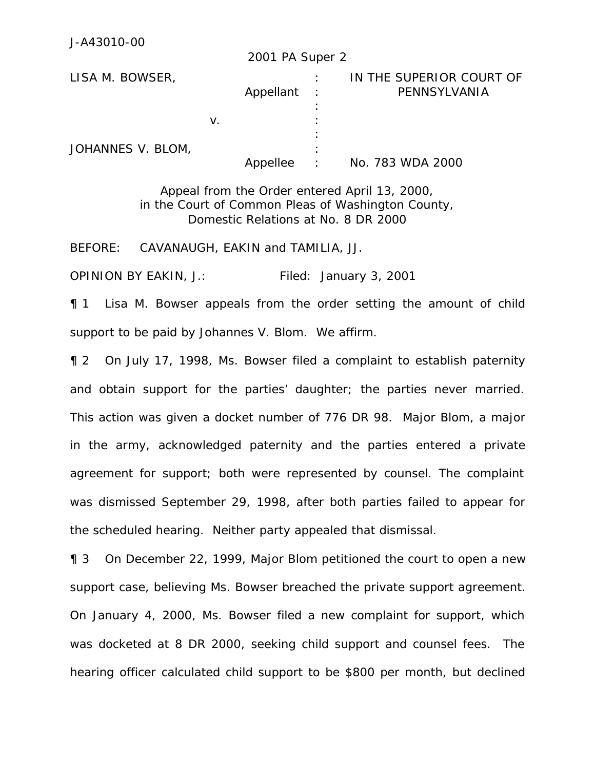J-A43010-00

2001 PA Super 2

| | | |
|---|---|---|
| LISA M. BOWSER, Appellant | : | IN THE SUPERIOR COURT OF PENNSYLVANIA |
| v. | : | |
| JOHANNES V. BLOM, Appellee | : | No. 783 WDA 2000 |

Appeal from the Order entered April 13, 2000,
in the Court of Common Pleas of Washington County,
Domestic Relations at No. 8 DR 2000

BEFORE: CAVANAUGH, EAKIN and TAMILIA, JJ.

OPINION BY EAKIN, J.: Filed: January 3, 2001

¶ 1 Lisa M. Bowser appeals from the order setting the amount of child support to be paid by Johannes V. Blom. We affirm.

¶ 2 On July 17, 1998, Ms. Bowser filed a complaint to establish paternity and obtain support for the parties' daughter; the parties never married. This action was given a docket number of 776 DR 98. Major Blom, a major in the army, acknowledged paternity and the parties entered a private agreement for support; both were represented by counsel. The complaint was dismissed September 29, 1998, after both parties failed to appear for the scheduled hearing. Neither party appealed that dismissal.

¶ 3 On December 22, 1999, Major Blom petitioned the court to open a new support case, believing Ms. Bowser breached the private support agreement. On January 4, 2000, Ms. Bowser filed a new complaint for support, which was docketed at 8 DR 2000, seeking child support and counsel fees. The hearing officer calculated child support to be $800 per month, but declined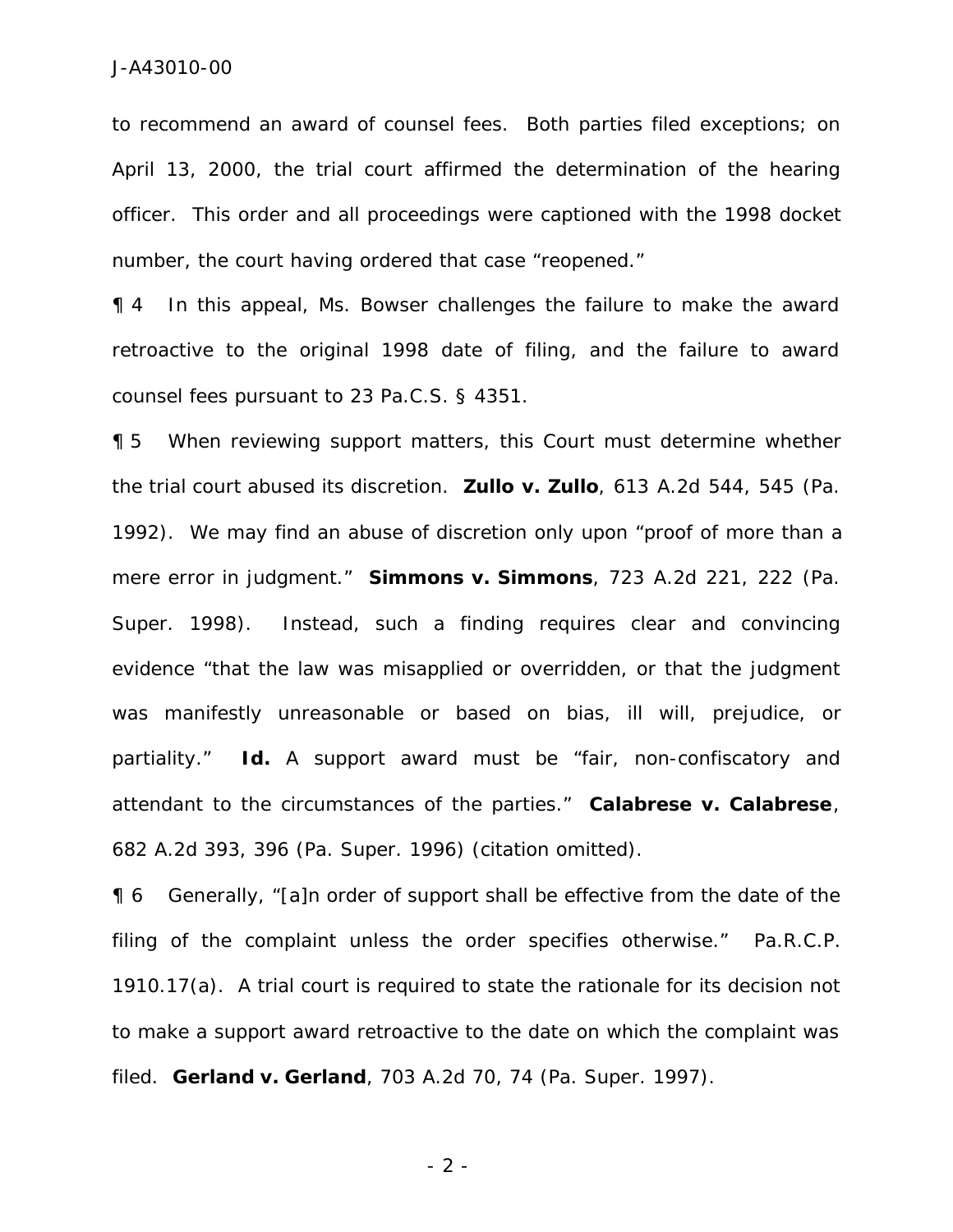to recommend an award of counsel fees. Both parties filed exceptions; on April 13, 2000, the trial court affirmed the determination of the hearing officer. This order and all proceedings were captioned with the 1998 docket number, the court having ordered that case "reopened."

¶ 4 In this appeal, Ms. Bowser challenges the failure to make the award retroactive to the original 1998 date of filing, and the failure to award counsel fees pursuant to 23 Pa.C.S. § 4351.

¶ 5 When reviewing support matters, this Court must determine whether the trial court abused its discretion. **Zullo v. Zullo**, 613 A.2d 544, 545 (Pa. 1992). We may find an abuse of discretion only upon "proof of more than a mere error in judgment." **Simmons v. Simmons**, 723 A.2d 221, 222 (Pa. Super. 1998). Instead, such a finding requires clear and convincing evidence "that the law was misapplied or overridden, or that the judgment was manifestly unreasonable or based on bias, ill will, prejudice, or partiality." **Id.** A support award must be "fair, non-confiscatory and attendant to the circumstances of the parties." **Calabrese v. Calabrese**, 682 A.2d 393, 396 (Pa. Super. 1996) (citation omitted).

¶ 6 Generally, "[a]n order of support shall be effective from the date of the filing of the complaint unless the order specifies otherwise." Pa.R.C.P. 1910.17(a). A trial court is required to state the rationale for its decision not to make a support award retroactive to the date on which the complaint was filed. **Gerland v. Gerland**, 703 A.2d 70, 74 (Pa. Super. 1997).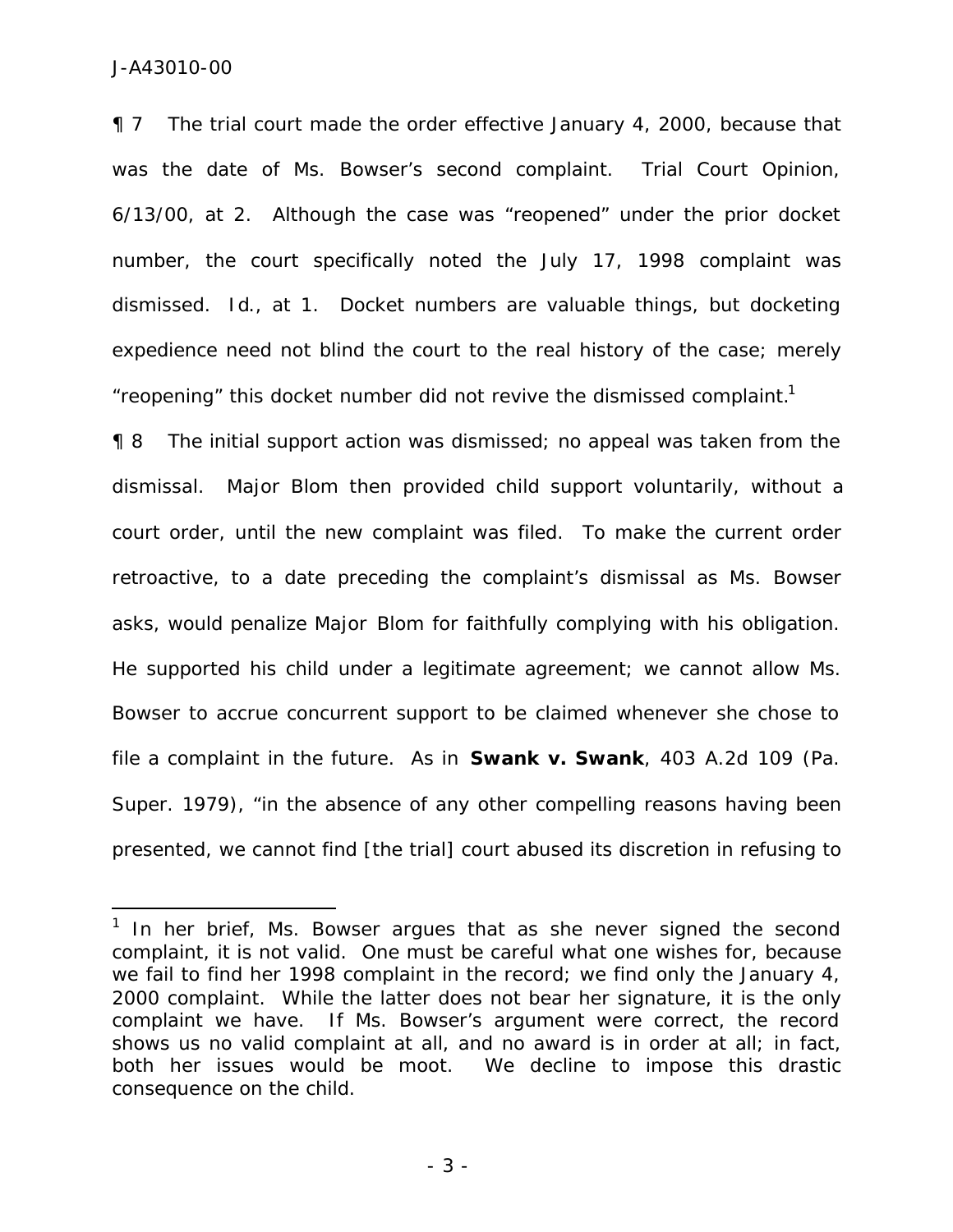¶ 7 The trial court made the order effective January 4, 2000, because that was the date of Ms. Bowser's second complaint. Trial Court Opinion, 6/13/00, at 2. Although the case was "reopened" under the prior docket number, the court specifically noted the July 17, 1998 complaint was dismissed. *Id.*, at 1. Docket numbers are valuable things, but docketing expedience need not blind the court to the real history of the case; merely "reopening" this docket number did not revive the dismissed complaint.[1]

¶ 8 The initial support action was dismissed; no appeal was taken from the dismissal. Major Blom then provided child support voluntarily, without a court order, until the new complaint was filed. To make the current order retroactive, to a date preceding the complaint's dismissal as Ms. Bowser asks, would penalize Major Blom for faithfully complying with his obligation. He supported his child under a legitimate agreement; we cannot allow Ms. Bowser to accrue concurrent support to be claimed whenever she chose to file a complaint in the future. As in **Swank v. Swank**, 403 A.2d 109 (Pa. Super. 1979), "in the absence of any other compelling reasons having been presented, we cannot find [the trial] court abused its discretion in refusing to

[1] In her brief, Ms. Bowser argues that as she never signed the second complaint, it is not valid. One must be careful what one wishes for, because we fail to find her 1998 complaint in the record; we find only the January 4, 2000 complaint. While the latter does not bear her signature, it is the only complaint we have. If Ms. Bowser's argument were correct, the record shows us no valid complaint at all, and no award is in order at all; in fact, both her issues would be moot. We decline to impose this drastic consequence on the child.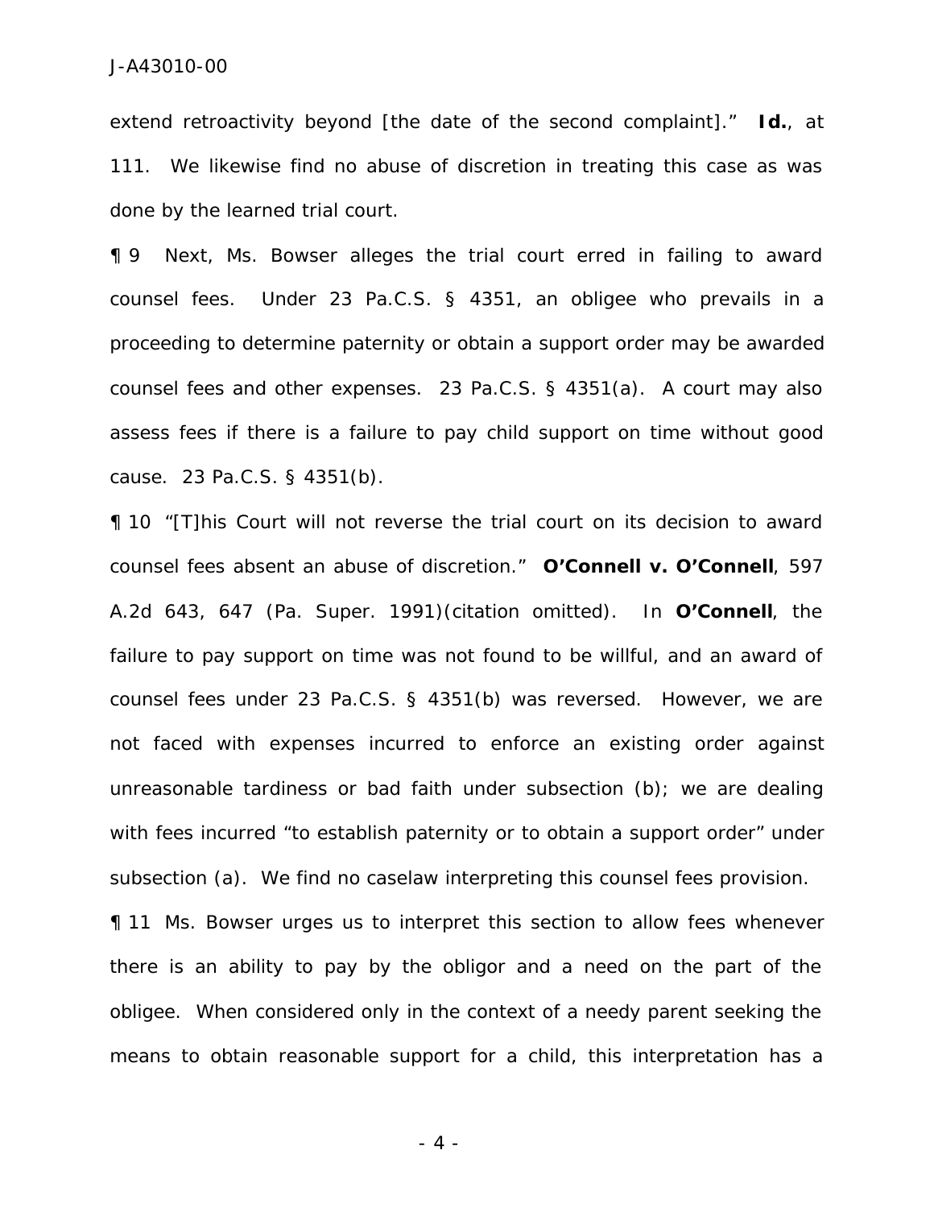extend retroactivity beyond [the date of the second complaint]." **Id.**, at 111. We likewise find no abuse of discretion in treating this case as was done by the learned trial court.

¶ 9 Next, Ms. Bowser alleges the trial court erred in failing to award counsel fees. Under 23 Pa.C.S. § 4351, an obligee who prevails in a proceeding to determine paternity or obtain a support order may be awarded counsel fees and other expenses. 23 Pa.C.S. § 4351(a). A court may also assess fees if there is a failure to pay child support on time without good cause. 23 Pa.C.S. § 4351(b).

¶ 10 "[T]his Court will not reverse the trial court on its decision to award counsel fees absent an abuse of discretion." **O'Connell v. O'Connell**, 597 A.2d 643, 647 (Pa. Super. 1991)(citation omitted). In **O'Connell**, the failure to pay support on time was not found to be willful, and an award of counsel fees under 23 Pa.C.S. § 4351(b) was reversed. However, we are not faced with expenses incurred to enforce an existing order against unreasonable tardiness or bad faith under subsection (b); we are dealing with fees incurred "to establish paternity or to obtain a support order" under subsection (a). We find no caselaw interpreting this counsel fees provision.

¶ 11 Ms. Bowser urges us to interpret this section to allow fees whenever there is an ability to pay by the obligor and a need on the part of the obligee. When considered only in the context of a needy parent seeking the means to obtain reasonable support for a child, this interpretation has a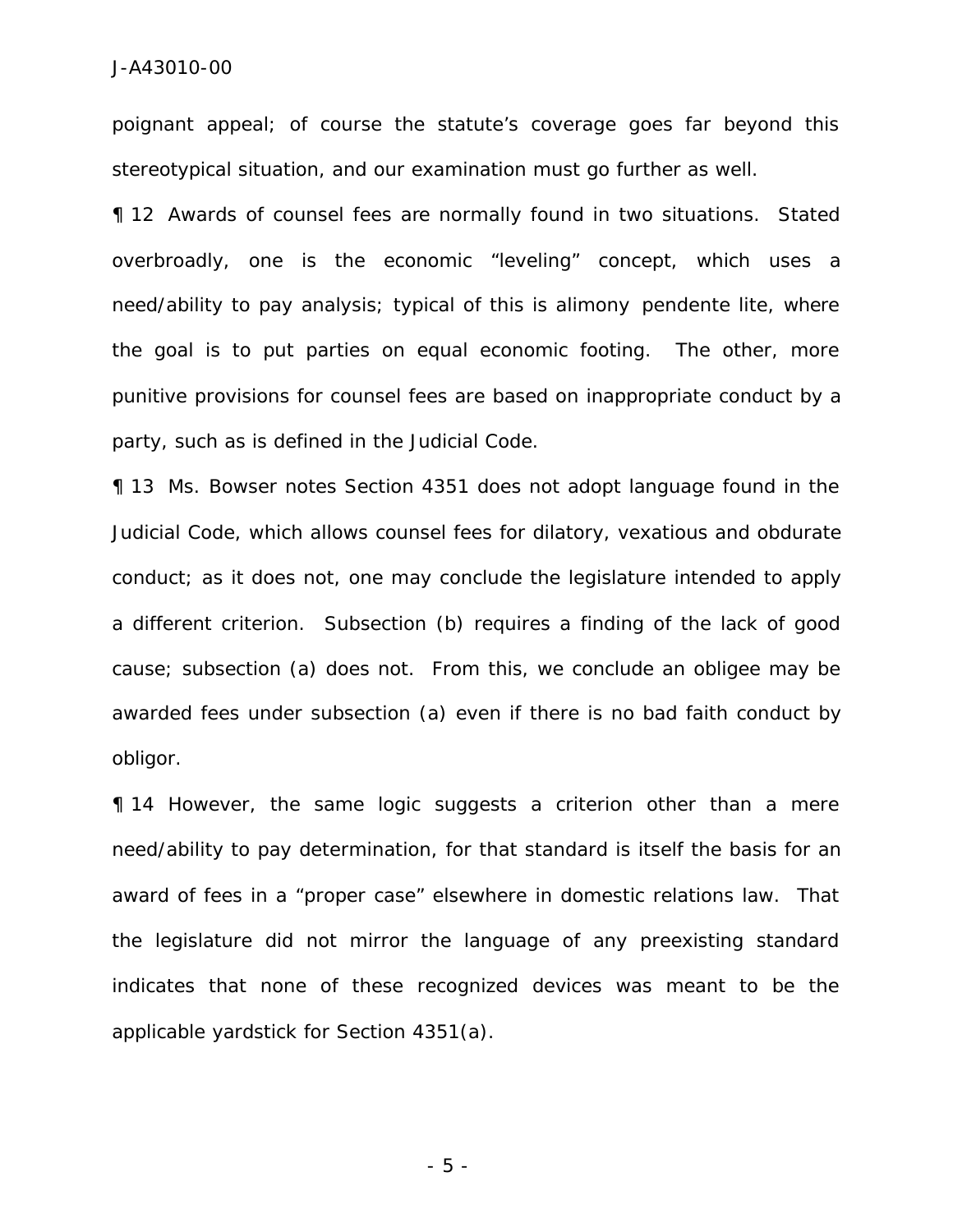poignant appeal; of course the statute's coverage goes far beyond this stereotypical situation, and our examination must go further as well.

¶ 12 Awards of counsel fees are normally found in two situations. Stated overbroadly, one is the economic "leveling" concept, which uses a need/ability to pay analysis; typical of this is alimony *pendente lite*, where the goal is to put parties on equal economic footing. The other, more punitive provisions for counsel fees are based on inappropriate conduct by a party, such as is defined in the Judicial Code.

¶ 13 Ms. Bowser notes Section 4351 does not adopt language found in the Judicial Code, which allows counsel fees for dilatory, vexatious and obdurate conduct; as it does not, one may conclude the legislature intended to apply a different criterion. Subsection (b) requires a finding of the lack of good cause; subsection (a) does not. From this, we conclude an obligee may be awarded fees under subsection (a) even if there is no bad faith conduct by obligor.

¶ 14 However, the same logic suggests a criterion other than a mere need/ability to pay determination, for that standard is itself the basis for an award of fees in a "proper case" elsewhere in domestic relations law. That the legislature did not mirror the language of any preexisting standard indicates that none of these recognized devices was meant to be the applicable yardstick for Section 4351(a).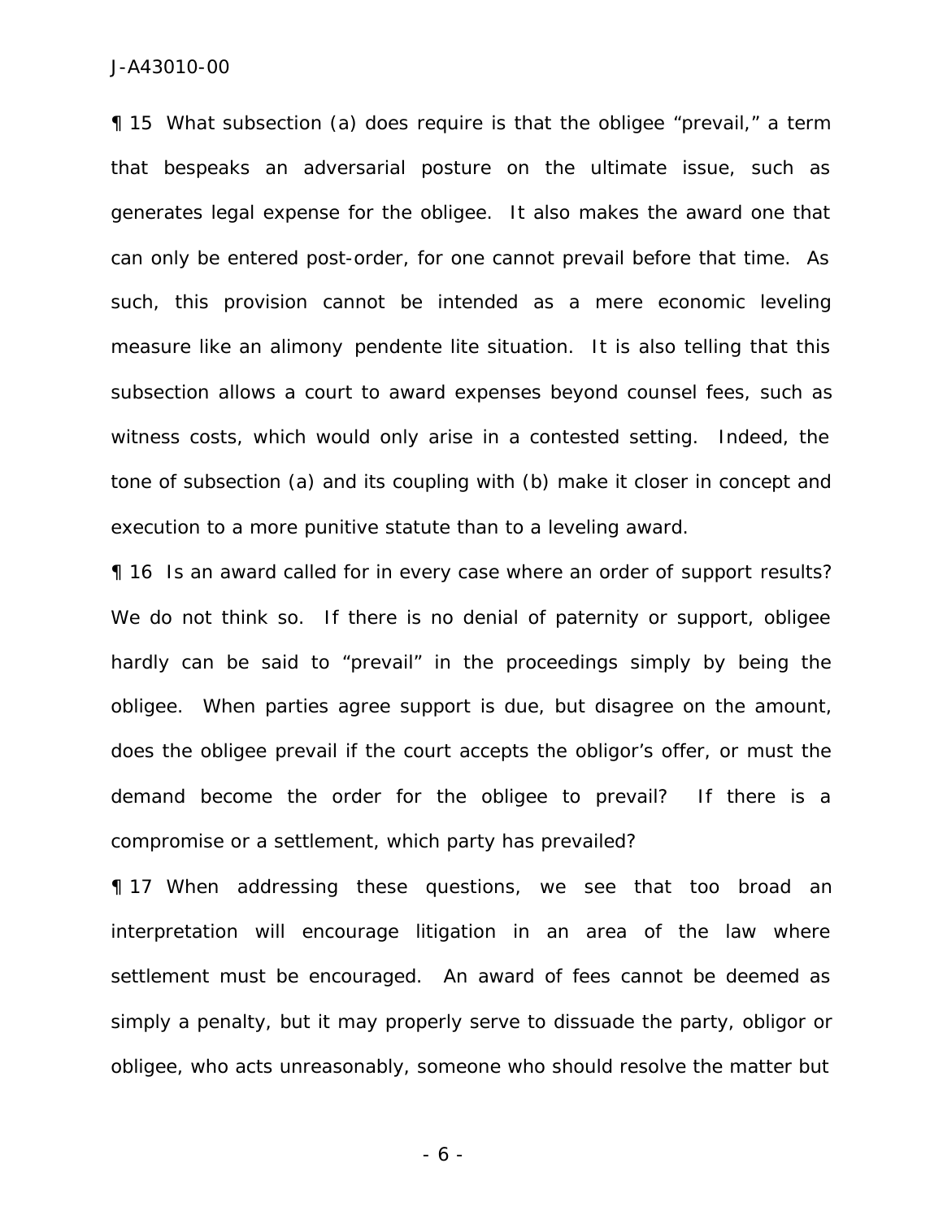¶ 15 What subsection (a) does require is that the obligee "prevail," a term that bespeaks an adversarial posture on the ultimate issue, such as generates legal expense for the obligee. It also makes the award one that can only be entered post-order, for one cannot prevail before that time. As such, this provision cannot be intended as a mere economic leveling measure like an alimony *pendente lite* situation. It is also telling that this subsection allows a court to award expenses beyond counsel fees, such as witness costs, which would only arise in a contested setting. Indeed, the tone of subsection (a) and its coupling with (b) make it closer in concept and execution to a more punitive statute than to a leveling award.

¶ 16 Is an award called for in every case where an order of support results? We do not think so. If there is no denial of paternity or support, obligee hardly can be said to "prevail" in the proceedings simply by being the obligee. When parties agree support is due, but disagree on the amount, does the obligee prevail if the court accepts the obligor's offer, or must the demand become the order for the obligee to prevail? If there is a compromise or a settlement, which party has prevailed?

¶ 17 When addressing these questions, we see that too broad an interpretation will encourage litigation in an area of the law where settlement must be encouraged. An award of fees cannot be deemed as simply a penalty, but it may properly serve to dissuade the party, obligor or obligee, who acts unreasonably, someone who should resolve the matter but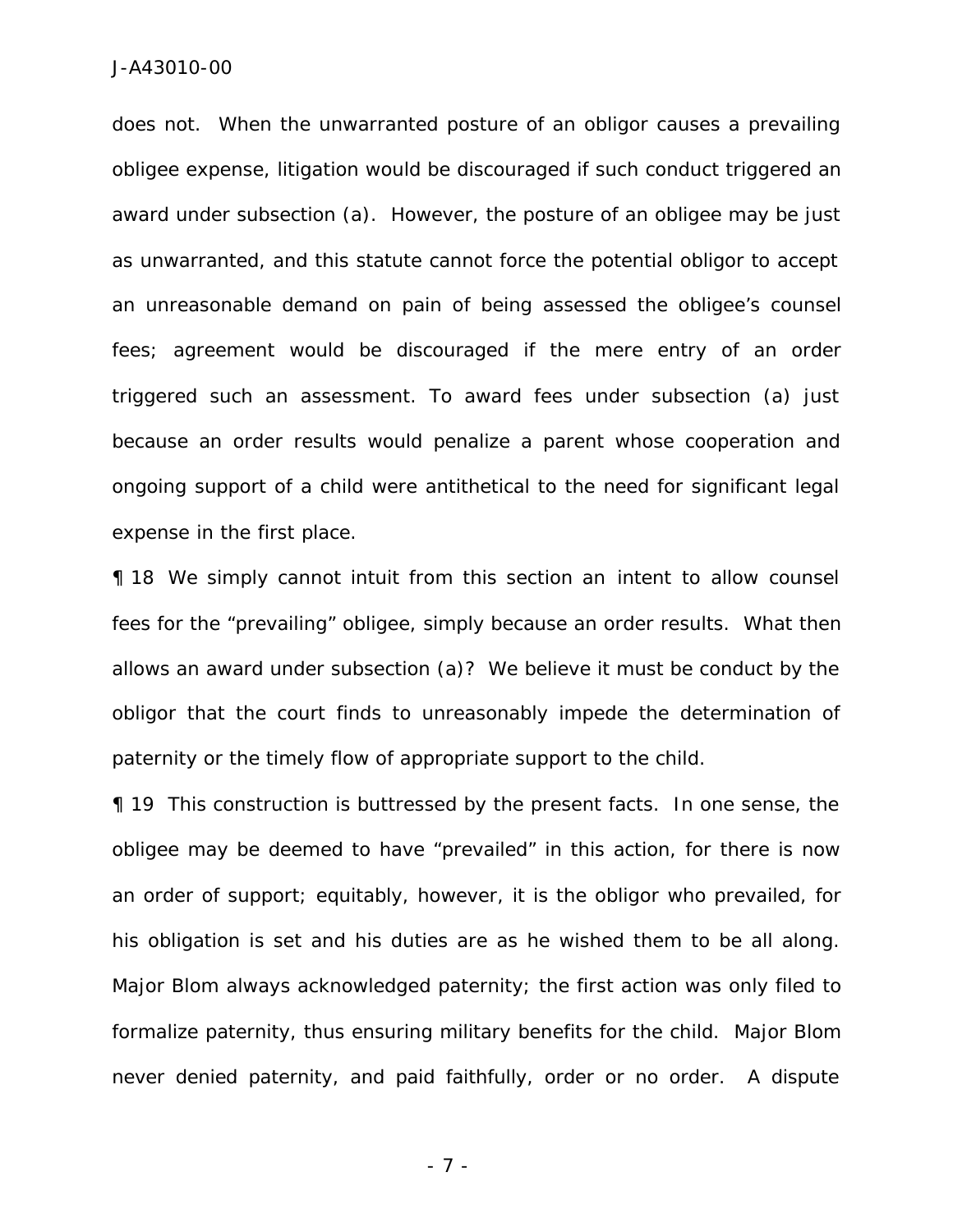does not. When the unwarranted posture of an obligor causes a prevailing obligee expense, litigation would be discouraged if such conduct triggered an award under subsection (a). However, the posture of an obligee may be just as unwarranted, and this statute cannot force the potential obligor to accept an unreasonable demand on pain of being assessed the obligee's counsel fees; agreement would be discouraged if the mere entry of an order triggered such an assessment. To award fees under subsection (a) just because an order results would penalize a parent whose cooperation and ongoing support of a child were antithetical to the need for significant legal expense in the first place.

¶ 18 We simply cannot intuit from this section an intent to allow counsel fees for the "prevailing" obligee, simply because an order results. What then allows an award under subsection (a)? We believe it must be conduct by the obligor that the court finds to unreasonably impede the determination of paternity or the timely flow of appropriate support to the child.

¶ 19 This construction is buttressed by the present facts. In one sense, the obligee may be deemed to have "prevailed" in this action, for there is now an order of support; equitably, however, it is the obligor who prevailed, for his obligation is set and his duties are as he wished them to be all along. Major Blom always acknowledged paternity; the first action was only filed to formalize paternity, thus ensuring military benefits for the child. Major Blom never denied paternity, and paid faithfully, order or no order. A dispute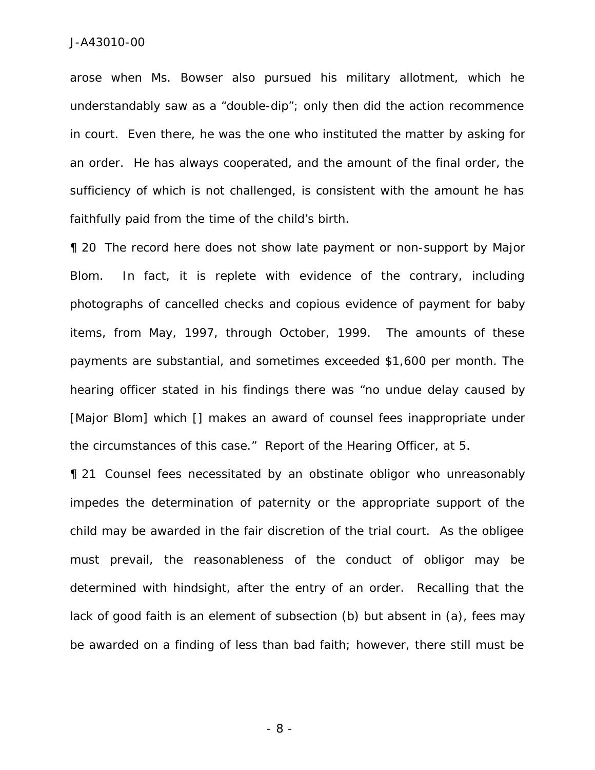arose when Ms. Bowser also pursued his military allotment, which he understandably saw as a "double-dip"; only then did the action recommence in court. Even there, he was the one who instituted the matter by asking for an order. He has always cooperated, and the amount of the final order, the sufficiency of which is not challenged, is consistent with the amount he has faithfully paid from the time of the child's birth.

¶ 20 The record here does not show late payment or non-support by Major Blom. In fact, it is replete with evidence of the contrary, including photographs of cancelled checks and copious evidence of payment for baby items, from May, 1997, through October, 1999. The amounts of these payments are substantial, and sometimes exceeded $1,600 per month. The hearing officer stated in his findings there was "no undue delay caused by [Major Blom] which [] makes an award of counsel fees inappropriate under the circumstances of this case." Report of the Hearing Officer, at 5.

¶ 21 Counsel fees necessitated by an obstinate obligor who unreasonably impedes the determination of paternity or the appropriate support of the child may be awarded in the fair discretion of the trial court. As the obligee must prevail, the reasonableness of the conduct of obligor may be determined with hindsight, after the entry of an order. Recalling that the lack of good faith is an element of subsection (b) but absent in (a), fees may be awarded on a finding of less than bad faith; however, there still must be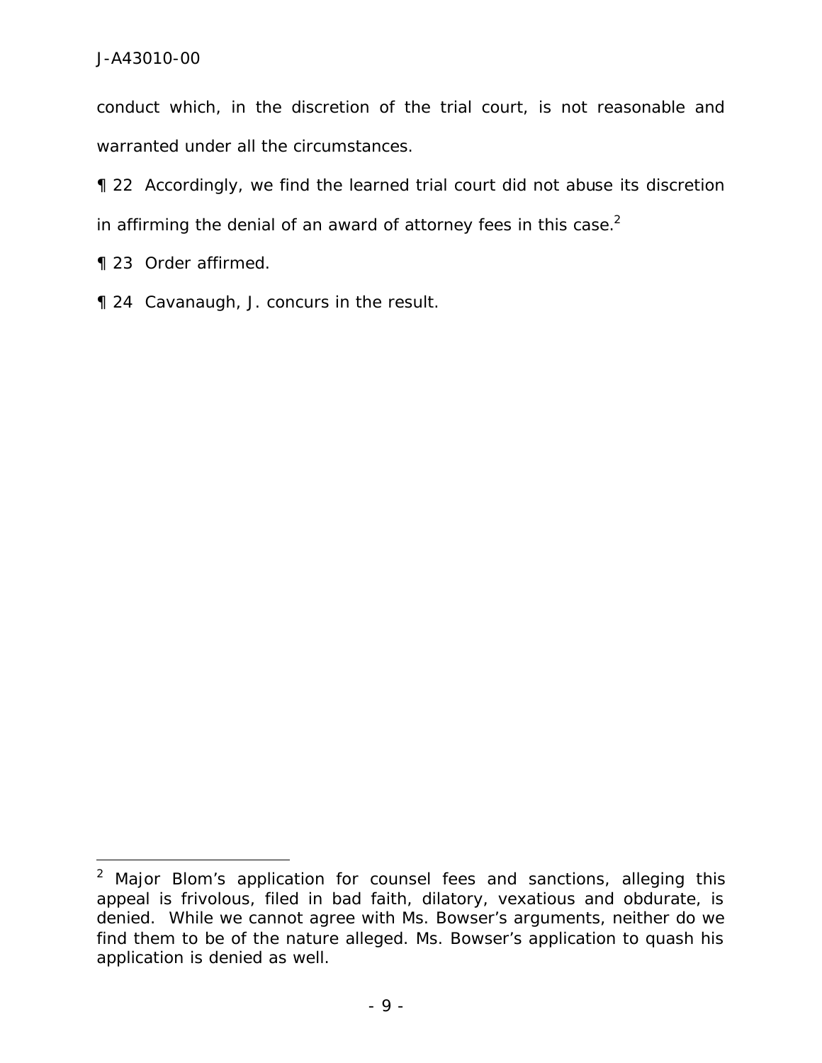conduct which, in the discretion of the trial court, is not reasonable and warranted under all the circumstances.

¶ 22 Accordingly, we find the learned trial court did not abuse its discretion in affirming the denial of an award of attorney fees in this case.[2]

¶ 23 Order affirmed.

¶ 24 Cavanaugh, J. concurs in the result.

---

[2] Major Blom's application for counsel fees and sanctions, alleging this appeal is frivolous, filed in bad faith, dilatory, vexatious and obdurate, is denied. While we cannot agree with Ms. Bowser's arguments, neither do we find them to be of the nature alleged. Ms. Bowser's application to quash his application is denied as well.